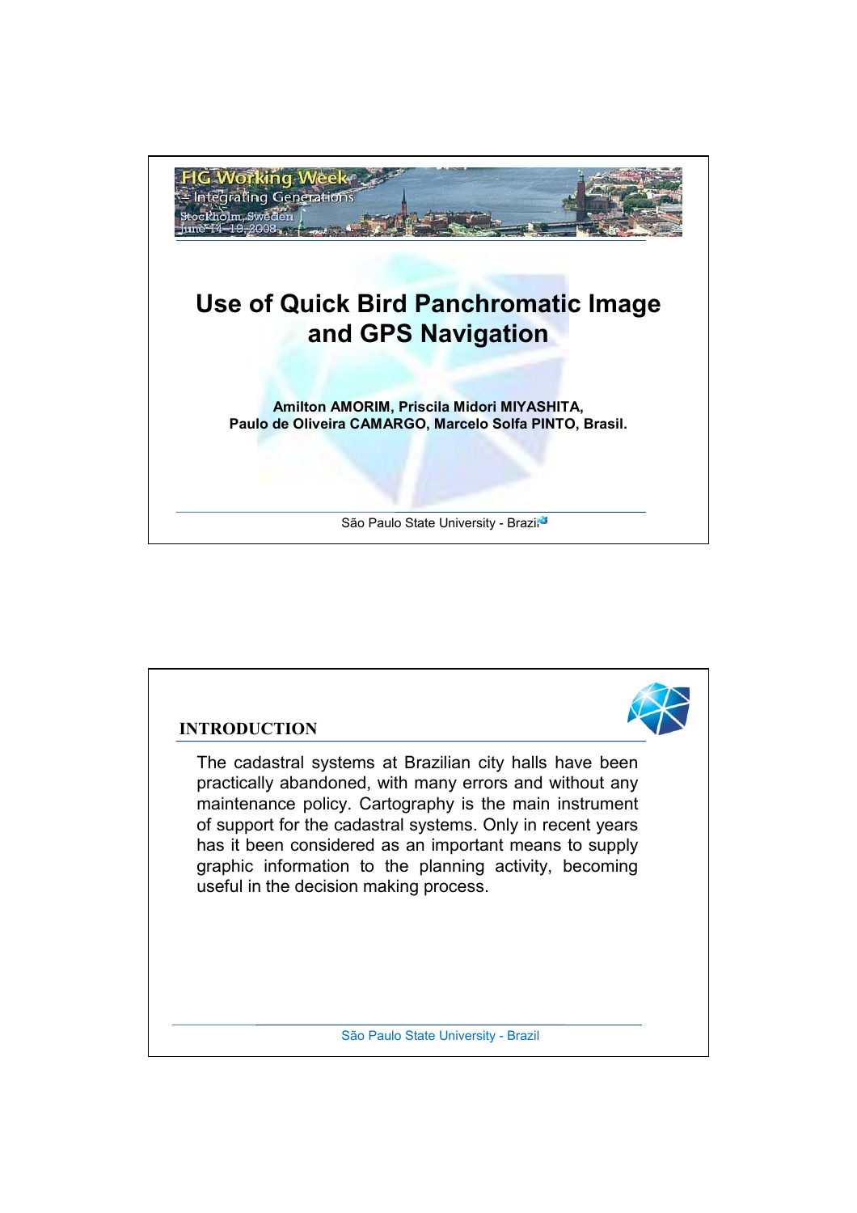FIG Working Week
– Integrating Generations
Stockholm, Sweden
June 14–19, 2008

# Use of Quick Bird Panchromatic Image and GPS Navigation

**Amilton AMORIM, Priscila Midori MIYASHITA, Paulo de Oliveira CAMARGO, Marcelo Solfa PINTO, Brasil.**

São Paulo State University - Brazil

## INTRODUCTION

The cadastral systems at Brazilian city halls have been practically abandoned, with many errors and without any maintenance policy. Cartography is the main instrument of support for the cadastral systems. Only in recent years has it been considered as an important means to supply graphic information to the planning activity, becoming useful in the decision making process.

São Paulo State University - Brazil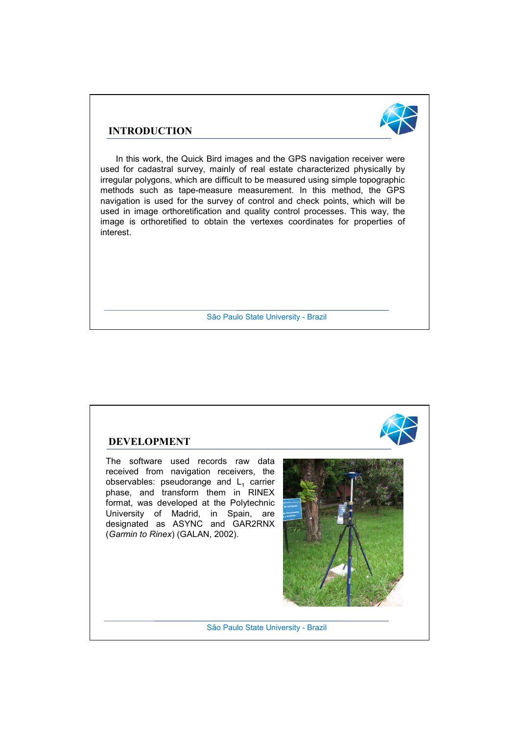## INTRODUCTION

In this work, the Quick Bird images and the GPS navigation receiver were used for cadastral survey, mainly of real estate characterized physically by irregular polygons, which are difficult to be measured using simple topographic methods such as tape-measure measurement. In this method, the GPS navigation is used for the survey of control and check points, which will be used in image orthoretification and quality control processes. This way, the image is orthoretified to obtain the vertexes coordinates for properties of interest.

## DEVELOPMENT

The software used records raw data received from navigation receivers, the observables: pseudorange and $L_1$ carrier phase, and transform them in RINEX format, was developed at the Polytechnic University of Madrid, in Spain, are designated as ASYNC and GAR2RNX (*Garmin to Rinex*) (GALAN, 2002).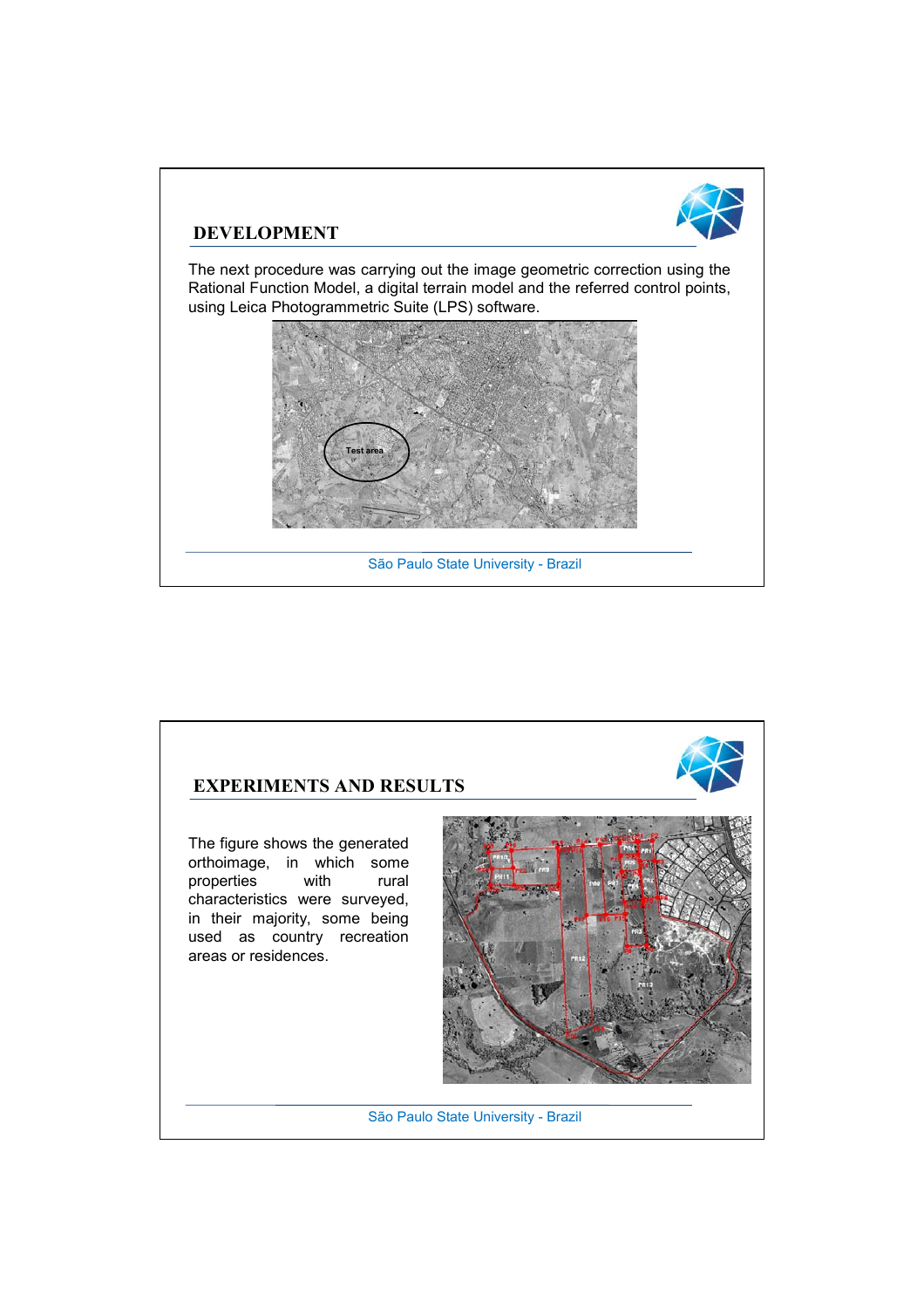## DEVELOPMENT

The next procedure was carrying out the image geometric correction using the Rational Function Model, a digital terrain model and the referred control points, using Leica Photogrammetric Suite (LPS) software.

## EXPERIMENTS AND RESULTS

The figure shows the generated orthoimage, in which some properties with rural characteristics were surveyed, in their majority, some being used as country recreation areas or residences.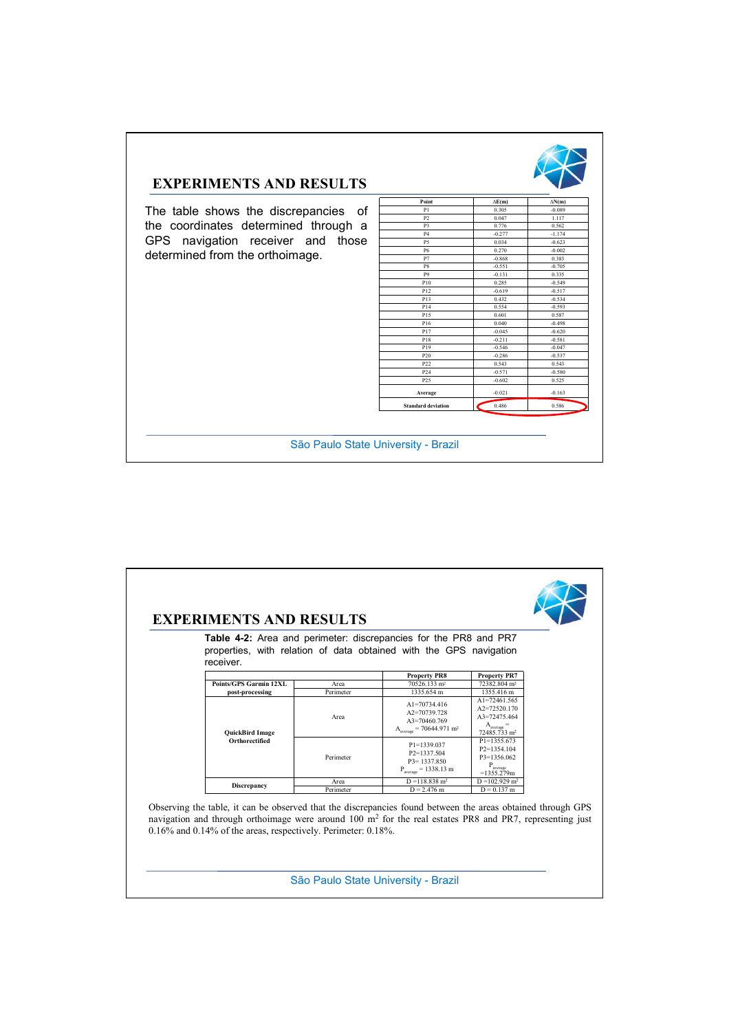## EXPERIMENTS AND RESULTS

The table shows the discrepancies of the coordinates determined through a GPS navigation receiver and those determined from the orthoimage.

| Point | ΔE(m) | ΔN(m) |
|---|---|---|
| P1 | 0.305 | -0.089 |
| P2 | 0.047 | 1.117 |
| P3 | 0.776 | 0.562 |
| P4 | -0.277 | -1.174 |
| P5 | 0.034 | -0.623 |
| P6 | 0.270 | -0.002 |
| P7 | -0.868 | 0.383 |
| P8 | -0.551 | -0.705 |
| P9 | -0.131 | 0.335 |
| P10 | 0.285 | -0.549 |
| P12 | -0.619 | -0.517 |
| P13 | 0.432 | -0.534 |
| P14 | 0.554 | -0.593 |
| P15 | 0.601 | 0.587 |
| P16 | 0.040 | -0.498 |
| P17 | -0.045 | -0.620 |
| P18 | -0.211 | -0.581 |
| P19 | -0.546 | -0.047 |
| P20 | -0.286 | -0.537 |
| P22 | 0.543 | 0.543 |
| P24 | -0.571 | -0.580 |
| P25 | -0.602 | 0.525 |
| Average | -0.021 | -0.163 |
| Standard deviation | 0.486 | 0.586 |

## EXPERIMENTS AND RESULTS

**Table 4-2:** Area and perimeter: discrepancies for the PR8 and PR7 properties, with relation of data obtained with the GPS navigation receiver.

| | | Property PR8 | Property PR7 |
|---|---|---|---|
| Points/GPS Garmin 12XL post-processing | Area | 70526.133 m² | 72382.804 m² |
| | Perimeter | 1335.654 m | 1355.416 m |
| QuickBird Image Orthorectified | Area | A1=70734.416<br>A2=70739.728<br>A3=70460.769<br>$A_{average}$ = 70644.971 m² | A1=72461.565<br>A2=72520.170<br>A3=72475.464<br>$A_{average}$ = 72485.733 m² |
| | Perimeter | P1=1339.037<br>P2=1337.504<br>P3= 1337.850<br>$P_{average}$ = 1338.13 m | P1=1355.673<br>P2=1354.104<br>P3=1356.062<br>$P_{average}$ =1355.279m |
| Discrepancy | Area | D =118.838 m² | D =102.929 m² |
| | Perimeter | D = 2.476 m | D = 0.137 m |

Observing the table, it can be observed that the discrepancies found between the areas obtained through GPS navigation and through orthoimage were around 100 m² for the real estates PR8 and PR7, representing just 0.16% and 0.14% of the areas, respectively. Perimeter: 0.18%.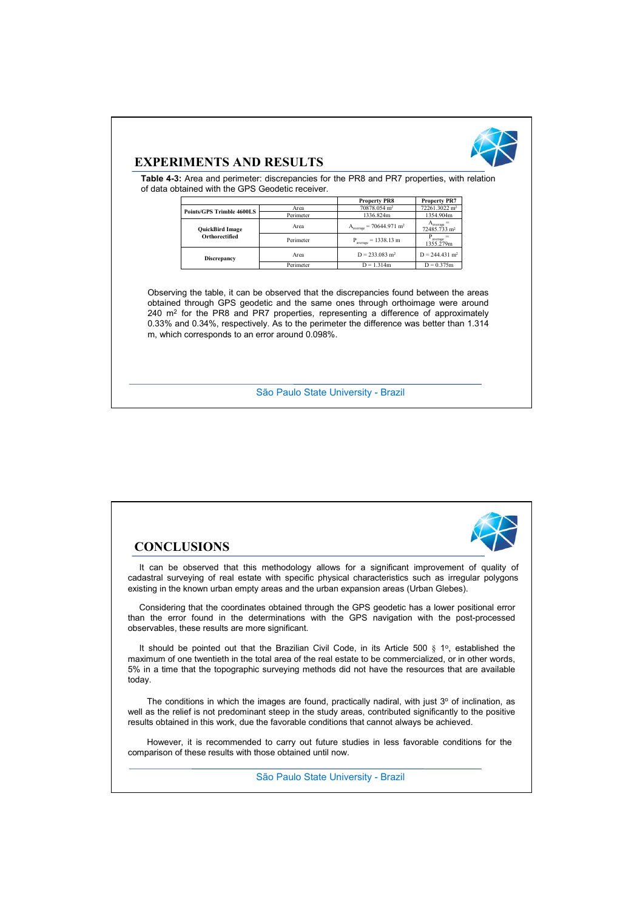## EXPERIMENTS AND RESULTS

**Table 4-3:** Area and perimeter: discrepancies for the PR8 and PR7 properties, with relation of data obtained with the GPS Geodetic receiver.

| | | Property PR8 | Property PR7 |
|---|---|---|---|
| Points/GPS Trimble 4600LS | Area | 70878.054 m² | 72261.3022 m² |
| | Perimeter | 1336.824m | 1354.904m |
| QuickBird Image Orthorectified | Area | $A_{average}$ = 70644.971 m² | $A_{average}$ = 72485.733 m² |
| | Perimeter | $P_{average}$ = 1338.13 m | $P_{average}$ = 1355.279m |
| Discrepancy | Area | D = 233.083 m² | D = 244.431 m² |
| | Perimeter | D = 1.314m | D = 0.375m |

Observing the table, it can be observed that the discrepancies found between the areas obtained through GPS geodetic and the same ones through orthoimage were around 240 m² for the PR8 and PR7 properties, representing a difference of approximately 0.33% and 0.34%, respectively. As to the perimeter the difference was better than 1.314 m, which corresponds to an error around 0.098%.

## CONCLUSIONS

It can be observed that this methodology allows for a significant improvement of quality of cadastral surveying of real estate with specific physical characteristics such as irregular polygons existing in the known urban empty areas and the urban expansion areas (Urban Glebes).

Considering that the coordinates obtained through the GPS geodetic has a lower positional error than the error found in the determinations with the GPS navigation with the post-processed observables, these results are more significant.

It should be pointed out that the Brazilian Civil Code, in its Article 500 § 1º, established the maximum of one twentieth in the total area of the real estate to be commercialized, or in other words, 5% in a time that the topographic surveying methods did not have the resources that are available today.

The conditions in which the images are found, practically nadiral, with just 3º of inclination, as well as the relief is not predominant steep in the study areas, contributed significantly to the positive results obtained in this work, due the favorable conditions that cannot always be achieved.

However, it is recommended to carry out future studies in less favorable conditions for the comparison of these results with those obtained until now.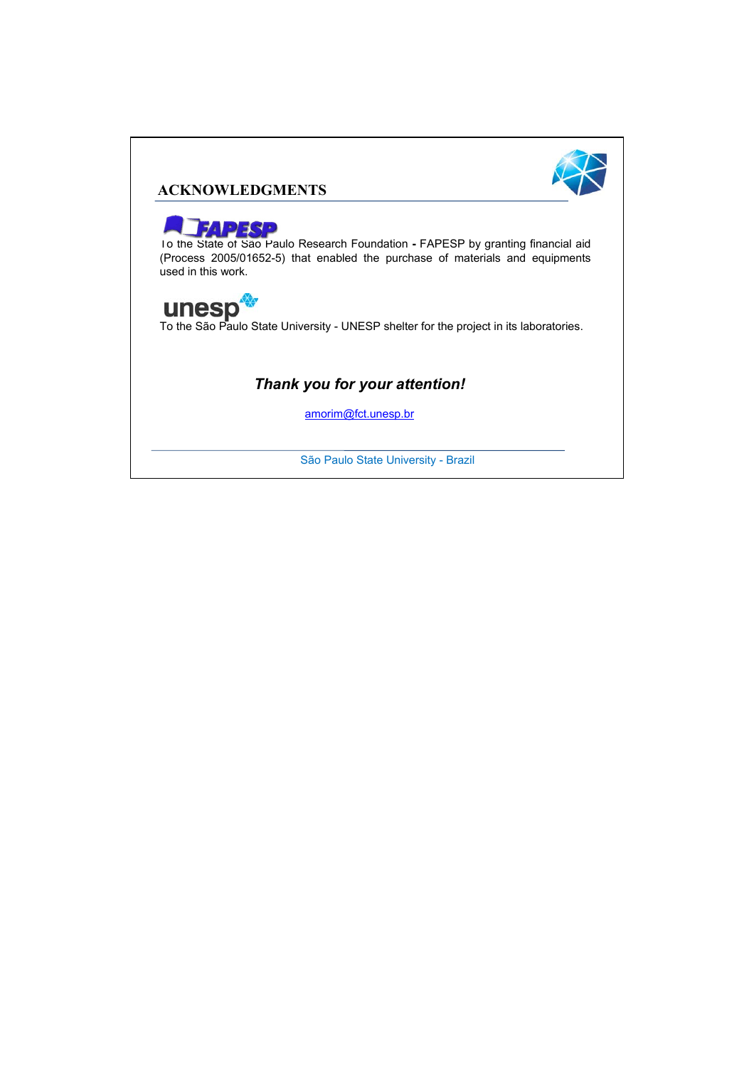## ACKNOWLEDGMENTS

FAPESP

To the State of São Paulo Research Foundation **-** FAPESP by granting financial aid (Process 2005/01652-5) that enabled the purchase of materials and equipments used in this work.

unesp

To the São Paulo State University - UNESP shelter for the project in its laboratories.

***Thank you for your attention!***

amorim@fct.unesp.br

São Paulo State University - Brazil